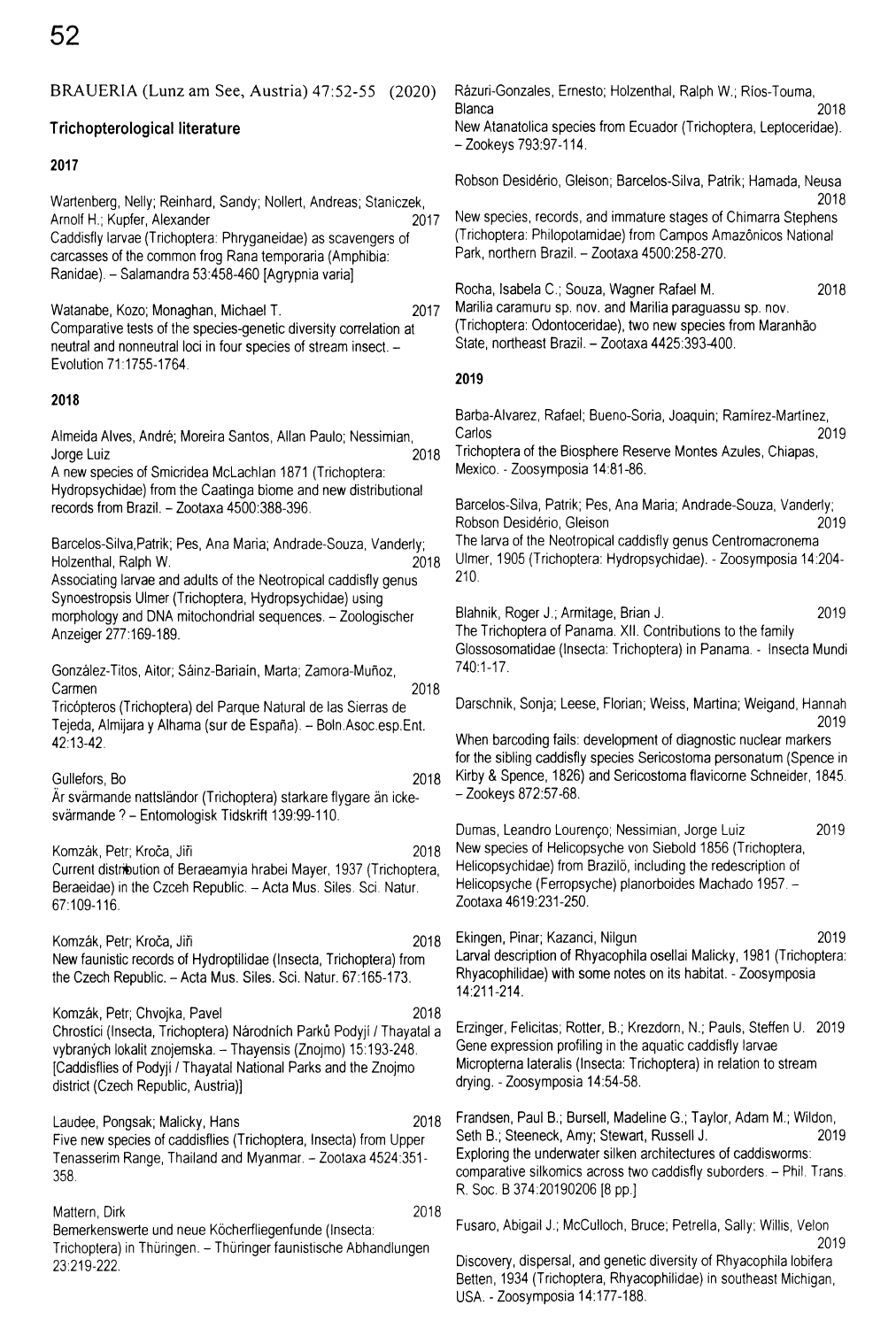# Trichopterological literature

## 2017

Wartenberg, Nelly; Reinhard, Sandy; Nollert, Andreas; Staniczek, Arnolf H.; Kupfer, Alexander 2017
Caddisfly larvae (Trichoptera: Phryganeidae) as scavengers of carcasses of the common frog Rana temporaria (Amphibia: Ranidae). – Salamandra 53:458-460 [Agrypnia varia]

Watanabe, Kozo; Monaghan, Michael T. 2017
Comparative tests of the species-genetic diversity correlation at neutral and nonneutral loci in four species of stream insect. – Evolution 71:1755-1764.

## 2018

Almeida Alves, André; Moreira Santos, Allan Paulo; Nessimian, Jorge Luiz 2018
A new species of Smicridea McLachlan 1871 (Trichoptera: Hydropsychidae) from the Caatinga biome and new distributional records from Brazil. – Zootaxa 4500:388-396.

Barcelos-Silva,Patrik; Pes, Ana Maria; Andrade-Souza, Vanderly; Holzenthal, Ralph W. 2018
Associating larvae and adults of the Neotropical caddisfly genus Synoestropsis Ulmer (Trichoptera, Hydropsychidae) using morphology and DNA mitochondrial sequences. – Zoologischer Anzeiger 277:169-189.

González-Titos, Aitor; Sáinz-Bariaín, Marta; Zamora-Muñoz, Carmen 2018
Tricópteros (Trichoptera) del Parque Natural de las Sierras de Tejeda, Almijara y Alhama (sur de España). – Boln.Asoc.esp.Ent. 42:13-42.

Gullefors, Bo 2018
Är svärmande nattsländor (Trichoptera) starkare flygare än icke-svärmande ? – Entomologisk Tidskrift 139:99-110.

Komzák, Petr; Kroča, Jiři 2018
Current distribution of Beraeamyia hrabei Mayer, 1937 (Trichoptera, Beraeidae) in the Czech Republic. – Acta Mus. Siles. Sci. Natur. 67:109-116.

Komzák, Petr; Kroča, Jiři 2018
New faunistic records of Hydroptilidae (Insecta, Trichoptera) from the Czech Republic. – Acta Mus. Siles. Sci. Natur. 67:165-173.

Komzák, Petr; Chvojka, Pavel 2018
Chrostíci (Insecta, Trichoptera) Národních Parků Podyjí / Thayatal a vybraných lokalit znojemska. – Thayensis (Znojmo) 15:193-248. [Caddisflies of Podyjí / Thayatal National Parks and the Znojmo district (Czech Republic, Austria)]

Laudee, Pongsak; Malicky, Hans 2018
Five new species of caddisflies (Trichoptera, Insecta) from Upper Tenasserim Range, Thailand and Myanmar. – Zootaxa 4524:351-358.

Mattern, Dirk 2018
Bemerkenswerte und neue Köcherfliegenfunde (Insecta: Trichoptera) in Thüringen. – Thüringer faunistische Abhandlungen 23:219-222.

Rázuri-Gonzales, Ernesto; Holzenthal, Ralph W.; Ríos-Touma, Blanca 2018
New Atanatolica species from Ecuador (Trichoptera, Leptoceridae). – Zookeys 793:97-114.

Robson Desidério, Gleison; Barcelos-Silva, Patrik; Hamada, Neusa 2018
New species, records, and immature stages of Chimarra Stephens (Trichoptera: Philopotamidae) from Campos Amazônicos National Park, northern Brazil. – Zootaxa 4500:258-270.

Rocha, Isabela C.; Souza, Wagner Rafael M. 2018
Marilia caramuru sp. nov. and Marilia paraguassu sp. nov. (Trichoptera: Odontoceridae), two new species from Maranhão State, northeast Brazil. – Zootaxa 4425:393-400.

## 2019

Barba-Alvarez, Rafael; Bueno-Soria, Joaquin; Ramírez-Martínez, Carlos 2019
Trichoptera of the Biosphere Reserve Montes Azules, Chiapas, Mexico. - Zoosymposia 14:81-86.

Barcelos-Silva, Patrik; Pes, Ana Maria; Andrade-Souza, Vanderly; Robson Desidério, Gleison 2019
The larva of the Neotropical caddisfly genus Centromacronema Ulmer, 1905 (Trichoptera: Hydropsychidae). - Zoosymposia 14:204-210.

Blahnik, Roger J.; Armitage, Brian J. 2019
The Trichoptera of Panama. XII. Contributions to the family Glossosomatidae (Insecta: Trichoptera) in Panama. - Insecta Mundi 740:1-17.

Darschnik, Sonja; Leese, Florian; Weiss, Martina; Weigand, Hannah 2019
When barcoding fails: development of diagnostic nuclear markers for the sibling caddisfly species Sericostoma personatum (Spence in Kirby & Spence, 1826) and Sericostoma flavicorne Schneider, 1845. – Zookeys 872:57-68.

Dumas, Leandro Lourenço; Nessimian, Jorge Luiz 2019
New species of Helicopsyche von Siebold 1856 (Trichoptera, Helicopsychidae) from Brazilö, including the redescription of Helicopsyche (Ferropsyche) planorboides Machado 1957. – Zootaxa 4619:231-250.

Ekingen, Pinar; Kazanci, Nilgun 2019
Larval description of Rhyacophila osellai Malicky, 1981 (Trichoptera: Rhyacophilidae) with some notes on its habitat. - Zoosymposia 14:211-214.

Erzinger, Felicitas; Rotter, B.; Krezdorn, N.; Pauls, Steffen U. 2019
Gene expression profiling in the aquatic caddisfly larvae Micropterna lateralis (Insecta: Trichoptera) in relation to stream drying. - Zoosymposia 14:54-58.

Frandsen, Paul B.; Bursell, Madeline G.; Taylor, Adam M.; Wildon, Seth B.; Steeneck, Amy; Stewart, Russell J. 2019
Exploring the underwater silken architectures of caddisworms: comparative silkomics across two caddisfly suborders. – Phil. Trans. R. Soc. B 374:20190206 [8 pp.]

Fusaro, Abigail J.; McCulloch, Bruce; Petrella, Sally; Willis, Velon 2019
Discovery, dispersal, and genetic diversity of Rhyacophila lobifera Betten, 1934 (Trichoptera, Rhyacophilidae) in southeast Michigan, USA. - Zoosymposia 14:177-188.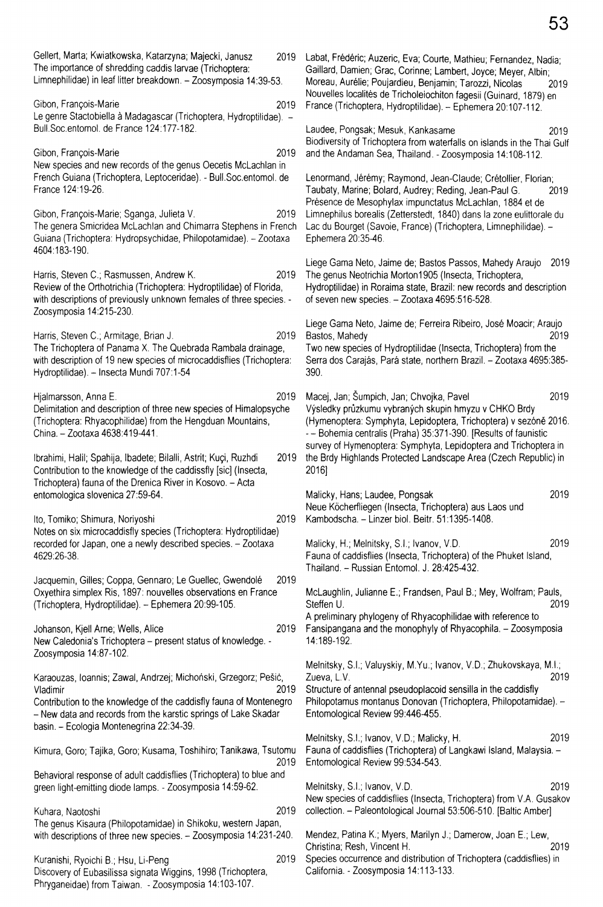Gellert, Marta; Kwiatkowska, Katarzyna; Majecki, Janusz 2019
The importance of shredding caddis larvae (Trichoptera: Limnephilidae) in leaf litter breakdown. – Zoosymposia 14:39-53.

Gibon, François-Marie 2019
Le genre Stactobiella à Madagascar (Trichoptera, Hydroptilidae). – Bull.Soc.entomol. de France 124:177-182.

Gibon, François-Marie 2019
New species and new records of the genus Oecetis McLachlan in French Guiana (Trichoptera, Leptoceridae). - Bull.Soc.entomol. de France 124:19-26.

Gibon, François-Marie; Sganga, Julieta V. 2019
The genera Smicridea McLachlan and Chimarra Stephens in French Guiana (Trichoptera: Hydropsychidae, Philopotamidae). – Zootaxa 4604:183-190.

Harris, Steven C.; Rasmussen, Andrew K. 2019
Review of the Orthotrichia (Trichoptera: Hydroptilidae) of Florida, with descriptions of previously unknown females of three species. - Zoosymposia 14:215-230.

Harris, Steven C.; Armitage, Brian J. 2019
The Trichoptera of Panama X. The Quebrada Rambala drainage, with description of 19 new species of microcaddisflies (Trichoptera: Hydroptilidae). – Insecta Mundi 707:1-54

Hjalmarsson, Anna E. 2019
Delimitation and description of three new species of Himalopsyche (Trichoptera: Rhyacophilidae) from the Hengduan Mountains, China. – Zootaxa 4638:419-441.

Ibrahimi, Halil; Spahija, Ibadete; Bilalli, Astrit; Kuçi, Ruzhdi 2019
Contribution to the knowledge of the caddissfly [sic] (Insecta, Trichoptera) fauna of the Drenica River in Kosovo. – Acta entomologica slovenica 27:59-64.

Ito, Tomiko; Shimura, Noriyoshi 2019
Notes on six microcaddisfly species (Trichoptera: Hydroptilidae) recorded for Japan, one a newly described species. – Zootaxa 4629:26-38.

Jacquemin, Gilles; Coppa, Gennaro; Le Guellec, Gwendolé 2019
Oxyethira simplex Ris, 1897: nouvelles observations en France (Trichoptera, Hydroptilidae). – Ephemera 20:99-105.

Johanson, Kjell Arne; Wells, Alice 2019
New Caledonia's Trichoptera – present status of knowledge. - Zoosymposia 14:87-102.

Karaouzas, Ioannis; Zawal, Andrzej; Michoński, Grzegorz; Pešić, Vladimir 2019
Contribution to the knowledge of the caddisfly fauna of Montenegro – New data and records from the karstic springs of Lake Skadar basin. – Ecologia Montenegrina 22:34-39.

Kimura, Goro; Tajika, Goro; Kusama, Toshihiro; Tanikawa, Tsutomu 2019
Behavioral response of adult caddisflies (Trichoptera) to blue and green light-emitting diode lamps. - Zoosymposia 14:59-62.

Kuhara, Naotoshi 2019
The genus Kisaura (Philopotamidae) in Shikoku, western Japan, with descriptions of three new species. – Zoosymposia 14:231-240.

Kuranishi, Ryoichi B.; Hsu, Li-Peng 2019
Discovery of Eubasilissa signata Wiggins, 1998 (Trichoptera, Phryganeidae) from Taiwan. - Zoosymposia 14:103-107.

Labat, Frédéric; Auzeric, Eva; Courte, Mathieu; Fernandez, Nadia; Gaillard, Damien; Grac, Corinne; Lambert, Joyce; Meyer, Albin; Moreau, Aurélie; Poujardieu, Benjamin; Tarozzi, Nicolas 2019
Nouvelles localités de Tricholeiochiton fagesii (Guinard, 1879) en France (Trichoptera, Hydroptilidae). – Ephemera 20:107-112.

Laudee, Pongsak; Mesuk, Kankasame 2019
Biodiversity of Trichoptera from waterfalls on islands in the Thai Gulf and the Andaman Sea, Thailand. - Zoosymposia 14:108-112.

Lenormand, Jérémy; Raymond, Jean-Claude; Crétollier, Florian; Taubaty, Marine; Bolard, Audrey; Reding, Jean-Paul G. 2019
Présence de Mesophylax impunctatus McLachlan, 1884 et de Limnephilus borealis (Zetterstedt, 1840) dans la zone eulittorale du Lac du Bourget (Savoie, France) (Trichoptera, Limnephilidae). – Ephemera 20:35-46.

Liege Gama Neto, Jaime de; Bastos Passos, Mahedy Araujo 2019
The genus Neotrichia Morton1905 (Insecta, Trichoptera, Hydroptilidae) in Roraima state, Brazil: new records and description of seven new species. – Zootaxa 4695:516-528.

Liege Gama Neto, Jaime de; Ferreira Ribeiro, José Moacir; Araujo Bastos, Mahedy 2019
Two new species of Hydroptilidae (Insecta, Trichoptera) from the Serra dos Carajás, Pará state, northern Brazil. – Zootaxa 4695:385-390.

Macej, Jan; Šumpich, Jan; Chvojka, Pavel 2019
Výsledky průzkumu vybraných skupin hmyzu v CHKO Brdy (Hymenoptera: Symphyta, Lepidoptera, Trichoptera) v sezóně 2016. -- Bohemia centralis (Praha) 35:371-390. [Results of faunistic survey of Hymenoptera: Symphyta, Lepidoptera and Trichoptera in the Brdy Highlands Protected Landscape Area (Czech Republic) in 2016]

Malicky, Hans; Laudee, Pongsak 2019
Neue Köcherfliegen (Insecta, Trichoptera) aus Laos und Kambodscha. – Linzer biol. Beitr. 51:1395-1408.

Malicky, H.; Melnitsky, S.I.; Ivanov, V.D. 2019
Fauna of caddisflies (Insecta, Trichoptera) of the Phuket Island, Thailand. – Russian Entomol. J. 28:425-432.

McLaughlin, Julianne E.; Frandsen, Paul B.; Mey, Wolfram; Pauls, Steffen U. 2019
A preliminary phylogeny of Rhyacophilidae with reference to Fansipangana and the monophyly of Rhyacophila. – Zoosymposia 14:189-192.

Melnitsky, S.I.; Valuyskiy, M.Yu.; Ivanov, V.D.; Zhukovskaya, M.I.; Zueva, L.V. 2019
Structure of antennal pseudoplacoid sensilla in the caddisfly Philopotamus montanus Donovan (Trichoptera, Philopotamidae). – Entomological Review 99:446-455.

Melnitsky, S.I.; Ivanov, V.D.; Malicky, H. 2019
Fauna of caddisflies (Trichoptera) of Langkawi Island, Malaysia. – Entomological Review 99:534-543.

Melnitsky, S.I.; Ivanov, V.D. 2019
New species of caddisflies (Insecta, Trichoptera) from V.A. Gusakov collection. – Paleontological Journal 53:506-510. [Baltic Amber]

Mendez, Patina K.; Myers, Marilyn J.; Damerow, Joan E.; Lew, Christina; Resh, Vincent H. 2019
Species occurrence and distribution of Trichoptera (caddisflies) in California. - Zoosymposia 14:113-133.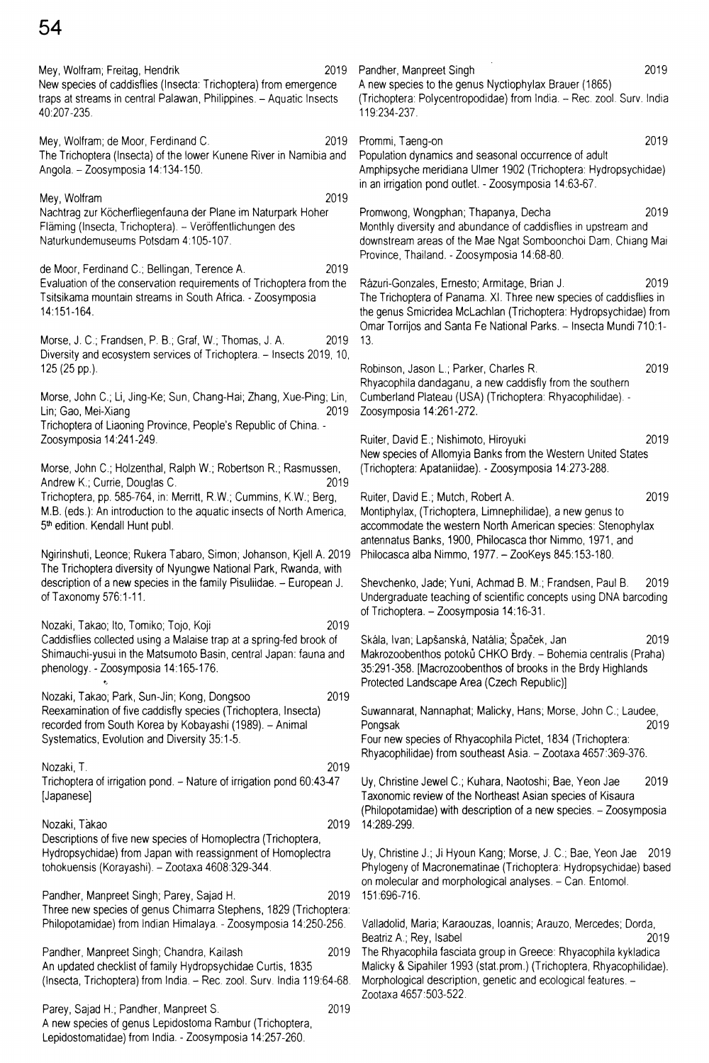Mey, Wolfram; Freitag, Hendrik 2019
New species of caddisflies (Insecta: Trichoptera) from emergence traps at streams in central Palawan, Philippines. – Aquatic Insects 40:207-235.

Mey, Wolfram; de Moor, Ferdinand C. 2019
The Trichoptera (Insecta) of the lower Kunene River in Namibia and Angola. – Zoosymposia 14:134-150.

Mey, Wolfram 2019
Nachtrag zur Köcherfliegenfauna der Plane im Naturpark Hoher Fläming (Insecta, Trichoptera). – Veröffentlichungen des Naturkundemuseums Potsdam 4:105-107.

de Moor, Ferdinand C.; Bellingan, Terence A. 2019
Evaluation of the conservation requirements of Trichoptera from the Tsitsikama mountain streams in South Africa. - Zoosymposia 14:151-164.

Morse, J. C.; Frandsen, P. B.; Graf, W.; Thomas, J. A. 2019
Diversity and ecosystem services of Trichoptera. – Insects 2019, 10, 125 (25 pp.).

Morse, John C.; Li, Jing-Ke; Sun, Chang-Hai; Zhang, Xue-Ping; Lin, Lin; Gao, Mei-Xiang 2019
Trichoptera of Liaoning Province, People's Republic of China. - Zoosymposia 14:241-249.

Morse, John C.; Holzenthal, Ralph W.; Robertson R.; Rasmussen, Andrew K.; Currie, Douglas C. 2019
Trichoptera, pp. 585-764, in: Merritt, R.W.; Cummins, K.W.; Berg, M.B. (eds.): An introduction to the aquatic insects of North America, 5th edition. Kendall Hunt publ.

Ngirinshuti, Leonce; Rukera Tabaro, Simon; Johanson, Kjell A. 2019
The Trichoptera diversity of Nyungwe National Park, Rwanda, with description of a new species in the family Pisuliidae. – European J. of Taxonomy 576:1-11.

Nozaki, Takao; Ito, Tomiko; Tojo, Koji 2019
Caddisflies collected using a Malaise trap at a spring-fed brook of Shimauchi-yusui in the Matsumoto Basin, central Japan: fauna and phenology. - Zoosymposia 14:165-176.

Nozaki, Takao; Park, Sun-Jin; Kong, Dongsoo 2019
Reexamination of five caddisfly species (Trichoptera, Insecta) recorded from South Korea by Kobayashi (1989). – Animal Systematics, Evolution and Diversity 35:1-5.

Nozaki, T. 2019
Trichoptera of irrigation pond. – Nature of irrigation pond 60:43-47 [Japanese]

Nozaki, Takao 2019
Descriptions of five new species of Homoplectra (Trichoptera, Hydropsychidae) from Japan with reassignment of Homoplectra tohokuensis (Korayashi). – Zootaxa 4608:329-344.

Pandher, Manpreet Singh; Parey, Sajad H. 2019
Three new species of genus Chimarra Stephens, 1829 (Trichoptera: Philopotamidae) from Indian Himalaya. - Zoosymposia 14:250-256.

Pandher, Manpreet Singh; Chandra, Kailash 2019
An updated checklist of family Hydropsychidae Curtis, 1835 (Insecta, Trichoptera) from India. – Rec. zool. Surv. India 119:64-68.

Parey, Sajad H.; Pandher, Manpreet S. 2019
A new species of genus Lepidostoma Rambur (Trichoptera, Lepidostomatidae) from India. - Zoosymposia 14:257-260.

Pandher, Manpreet Singh 2019
A new species to the genus Nyctiophylax Brauer (1865) (Trichoptera: Polycentropodidae) from India. – Rec. zool. Surv. India 119:234-237.

Prommi, Taeng-on 2019
Population dynamics and seasonal occurrence of adult Amphipsyche meridiana Ulmer 1902 (Trichoptera: Hydropsychidae) in an irrigation pond outlet. - Zoosymposia 14:63-67.

Promwong, Wongphan; Thapanya, Decha 2019
Monthly diversity and abundance of caddisflies in upstream and downstream areas of the Mae Ngat Somboonchoi Dam, Chiang Mai Province, Thailand. - Zoosymposia 14:68-80.

Rázuri-Gonzales, Ernesto; Armitage, Brian J. 2019
The Trichoptera of Panama. XI. Three new species of caddisflies in the genus Smicridea McLachlan (Trichoptera: Hydropsychidae) from Omar Torrijos and Santa Fe National Parks. – Insecta Mundi 710:1-13.

Robinson, Jason L.; Parker, Charles R. 2019
Rhyacophila dandaganu, a new caddisfly from the southern Cumberland Plateau (USA) (Trichoptera: Rhyacophilidae). - Zoosymposia 14:261-272.

Ruiter, David E.; Nishimoto, Hiroyuki 2019
New species of Allomyia Banks from the Western United States (Trichoptera: Apataniidae). - Zoosymposia 14:273-288.

Ruiter, David E.; Mutch, Robert A. 2019
Montiphylax, (Trichoptera, Limnephilidae), a new genus to accommodate the western North American species: Stenophylax antennatus Banks, 1900, Philocasca thor Nimmo, 1971, and Philocasca alba Nimmo, 1977. – ZooKeys 845:153-180.

Shevchenko, Jade; Yuni, Achmad B. M.; Frandsen, Paul B. 2019
Undergraduate teaching of scientific concepts using DNA barcoding of Trichoptera. – Zoosymposia 14:16-31.

Skála, Ivan; Lapšanská, Natália; Špaček, Jan 2019
Makrozoobenthos potoků CHKO Brdy. – Bohemia centralis (Praha) 35:291-358. [Macrozoobenthos of brooks in the Brdy Highlands Protected Landscape Area (Czech Republic)]

Suwannarat, Nannaphat; Malicky, Hans; Morse, John C.; Laudee, Pongsak 2019
Four new species of Rhyacophila Pictet, 1834 (Trichoptera: Rhyacophilidae) from southeast Asia. – Zootaxa 4657:369-376.

Uy, Christine Jewel C.; Kuhara, Naotoshi; Bae, Yeon Jae 2019
Taxonomic review of the Northeast Asian species of Kisaura (Philopotamidae) with description of a new species. – Zoosymposia 14:289-299.

Uy, Christine J.; Ji Hyoun Kang; Morse, J. C.; Bae, Yeon Jae 2019
Phylogeny of Macronematinae (Trichoptera: Hydropsychidae) based on molecular and morphological analyses. – Can. Entomol. 151:696-716.

Valladolid, Maria; Karaouzas, Ioannis; Arauzo, Mercedes; Dorda, Beatriz A.; Rey, Isabel 2019
The Rhyacophila fasciata group in Greece: Rhyacophila kykladica Malicky & Sipahiler 1993 (stat.prom.) (Trichoptera, Rhyacophilidae). Morphological description, genetic and ecological features. – Zootaxa 4657:503-522.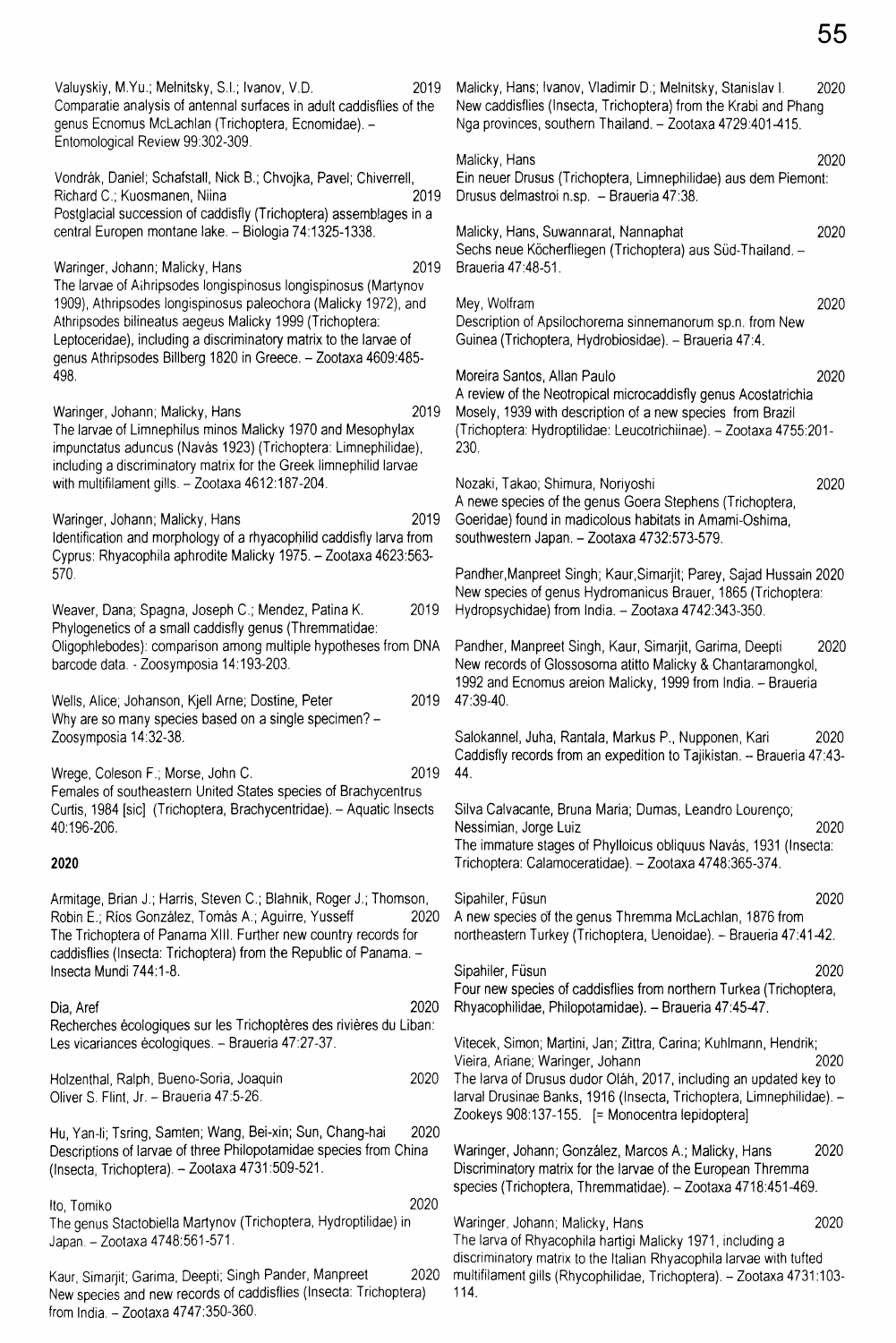Valuyskiy, M.Yu.; Melnitsky, S.I.; Ivanov, V.D. 2019
Comparatie analysis of antennal surfaces in adult caddisflies of the genus Ecnomus McLachlan (Trichoptera, Ecnomidae). – Entomological Review 99:302-309.

Vondrák, Daniel; Schafstall, Nick B.; Chvojka, Pavel; Chiverrell, Richard C.; Kuosmanen, Niina 2019
Postglacial succession of caddisfly (Trichoptera) assemblages in a central Europen montane lake. – Biologia 74:1325-1338.

Waringer, Johann; Malicky, Hans 2019
The larvae of Athripsodes longispinosus longispinosus (Martynov 1909), Athripsodes longispinosus paleochora (Malicky 1972), and Athripsodes bilineatus aegeus Malicky 1999 (Trichoptera: Leptoceridae), including a discriminatory matrix to the larvae of genus Athripsodes Billberg 1820 in Greece. – Zootaxa 4609:485-498.

Waringer, Johann; Malicky, Hans 2019
The larvae of Limnephilus minos Malicky 1970 and Mesophylax impunctatus aduncus (Navás 1923) (Trichoptera: Limnephilidae), including a discriminatory matrix for the Greek limnephilid larvae with multifilament gills. – Zootaxa 4612:187-204.

Waringer, Johann; Malicky, Hans 2019
Identification and morphology of a rhyacophilid caddisfly larva from Cyprus: Rhyacophila aphrodite Malicky 1975. – Zootaxa 4623:563-570.

Weaver, Dana; Spagna, Joseph C.; Mendez, Patina K. 2019
Phylogenetics of a small caddisfly genus (Thremmatidae: Oligophlebodes): comparison among multiple hypotheses from DNA barcode data. - Zoosymposia 14:193-203.

Wells, Alice; Johanson, Kjell Arne; Dostine, Peter 2019
Why are so many species based on a single specimen? – Zoosymposia 14:32-38.

Wrege, Coleson F.; Morse, John C. 2019
Females of southeastern United States species of Brachycentrus Curtis, 1984 [sic] (Trichoptera, Brachycentridae). – Aquatic Insects 40:196-206.

## 2020

Armitage, Brian J.; Harris, Steven C.; Blahnik, Roger J.; Thomson, Robin E.; Ríos González, Tomás A.; Aguirre, Yusseff 2020
The Trichoptera of Panama XIII. Further new country records for caddisflies (Insecta: Trichoptera) from the Republic of Panama. – Insecta Mundi 744:1-8.

Dia, Aref 2020
Recherches écologiques sur les Trichoptères des rivières du Liban: Les vicariances écologiques. – Braueria 47:27-37.

Holzenthal, Ralph, Bueno-Soria, Joaquin 2020
Oliver S. Flint, Jr. – Braueria 47:5-26.

Hu, Yan-li; Tsring, Samten; Wang, Bei-xin; Sun, Chang-hai 2020
Descriptions of larvae of three Philopotamidae species from China (Insecta, Trichoptera). – Zootaxa 4731:509-521.

Ito, Tomiko 2020
The genus Stactobiella Martynov (Trichoptera, Hydroptilidae) in Japan. – Zootaxa 4748:561-571.

Kaur, Simarjit; Garima, Deepti; Singh Pander, Manpreet 2020
New species and new records of caddisflies (Insecta: Trichoptera) from India. – Zootaxa 4747:350-360.

Malicky, Hans; Ivanov, Vladimir D.; Melnitsky, Stanislav I. 2020
New caddisflies (Insecta, Trichoptera) from the Krabi and Phang Nga provinces, southern Thailand. – Zootaxa 4729:401-415.

Malicky, Hans 2020
Ein neuer Drusus (Trichoptera, Limnephilidae) aus dem Piemont: Drusus delmastroi n.sp. – Braueria 47:38.

Malicky, Hans, Suwannarat, Nannaphat 2020
Sechs neue Köcherfliegen (Trichoptera) aus Süd-Thailand. – Braueria 47:48-51.

Mey, Wolfram 2020
Description of Apsilochorema sinnemanorum sp.n. from New Guinea (Trichoptera, Hydrobiosidae). – Braueria 47:4.

Moreira Santos, Allan Paulo 2020
A review of the Neotropical microcaddisfly genus Acostatrichia Mosely, 1939 with description of a new species from Brazil (Trichoptera: Hydroptilidae: Leucotrichiinae). – Zootaxa 4755:201-230.

Nozaki, Takao; Shimura, Noriyoshi 2020
A newe species of the genus Goera Stephens (Trichoptera, Goeridae) found in madicolous habitats in Amami-Oshima, southwestern Japan. – Zootaxa 4732:573-579.

Pandher,Manpreet Singh; Kaur,Simarjit; Parey, Sajad Hussain 2020
New species of genus Hydromanicus Brauer, 1865 (Trichoptera: Hydropsychidae) from India. – Zootaxa 4742:343-350.

Pandher, Manpreet Singh, Kaur, Simarjit, Garima, Deepti 2020
New records of Glossosoma atitto Malicky & Chantaramongkol, 1992 and Ecnomus areion Malicky, 1999 from India. – Braueria 47:39-40.

Salokannel, Juha, Rantala, Markus P., Nupponen, Kari 2020
Caddisfly records from an expedition to Tajikistan. – Braueria 47:43-44.

Silva Calvacante, Bruna Maria; Dumas, Leandro Lourenço; Nessimian, Jorge Luiz 2020
The immature stages of Phylloicus obliquus Navás, 1931 (Insecta: Trichoptera: Calamoceratidae). – Zootaxa 4748:365-374.

Sipahiler, Füsun 2020
A new species of the genus Thremma McLachlan, 1876 from northeastern Turkey (Trichoptera, Uenoidae). – Braueria 47:41-42.

Sipahiler, Füsun 2020
Four new species of caddisflies from northern Turkea (Trichoptera, Rhyacophilidae, Philopotamidae). – Braueria 47:45-47.

Vitecek, Simon; Martini, Jan; Zittra, Carina; Kuhlmann, Hendrik; Vieira, Ariane; Waringer, Johann 2020
The larva of Drusus dudor Oláh, 2017, including an updated key to larval Drusinae Banks, 1916 (Insecta, Trichoptera, Limnephilidae). – Zookeys 908:137-155. [= Monocentra lepidoptera]

Waringer, Johann; González, Marcos A.; Malicky, Hans 2020
Discriminatory matrix for the larvae of the European Thremma species (Trichoptera, Thremmatidae). – Zootaxa 4718:451-469.

Waringer, Johann; Malicky, Hans 2020
The larva of Rhyacophila hartigi Malicky 1971, including a discriminatory matrix to the Italian Rhyacophila larvae with tufted multifilament gills (Rhycophilidae, Trichoptera). – Zootaxa 4731:103-114.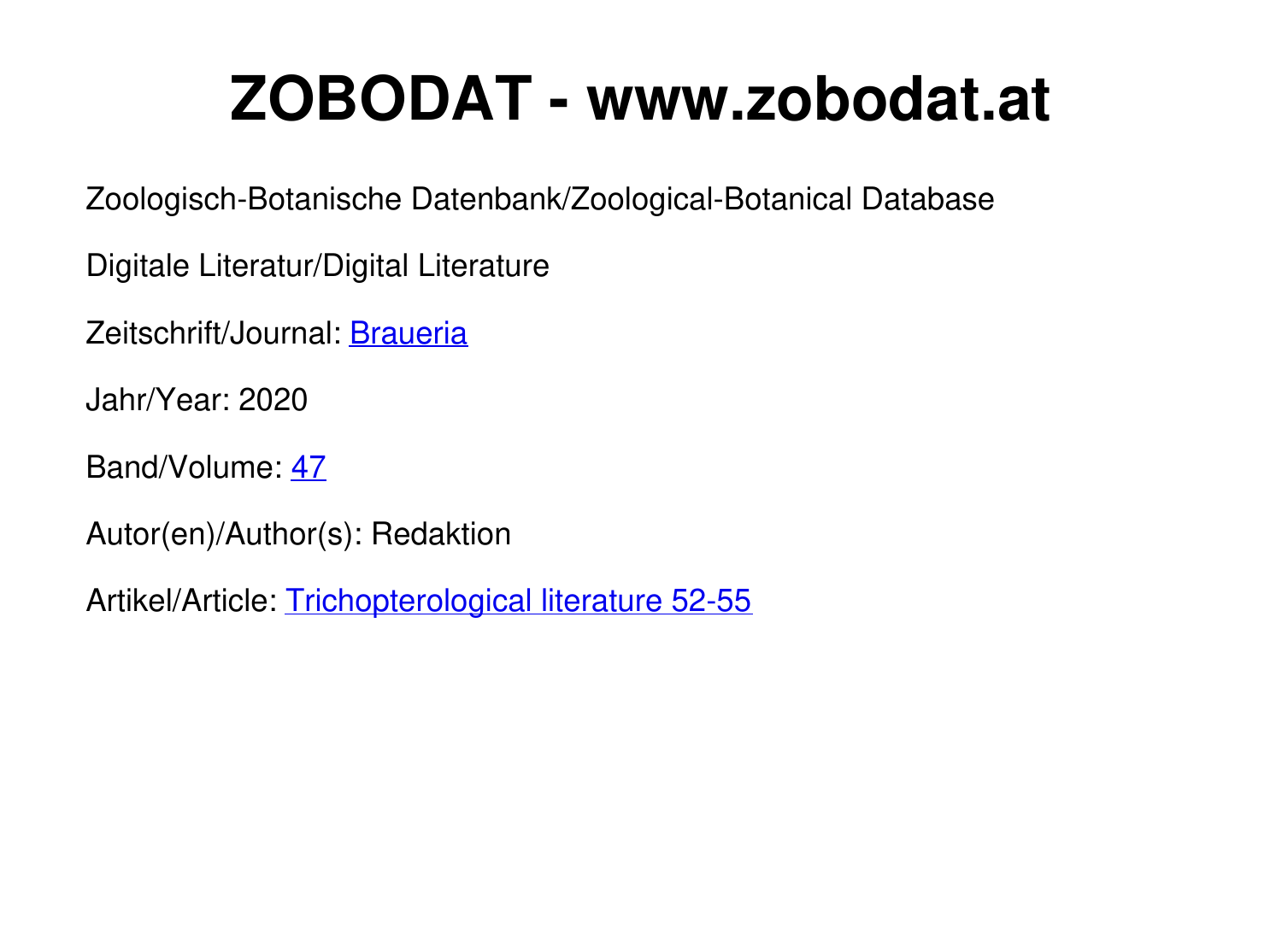# ZOBODAT - www.zobodat.at

Zoologisch-Botanische Datenbank/Zoological-Botanical Database

Digitale Literatur/Digital Literature

Zeitschrift/Journal: Braueria

Jahr/Year: 2020

Band/Volume: 47

Autor(en)/Author(s): Redaktion

Artikel/Article: Trichopterological literature 52-55